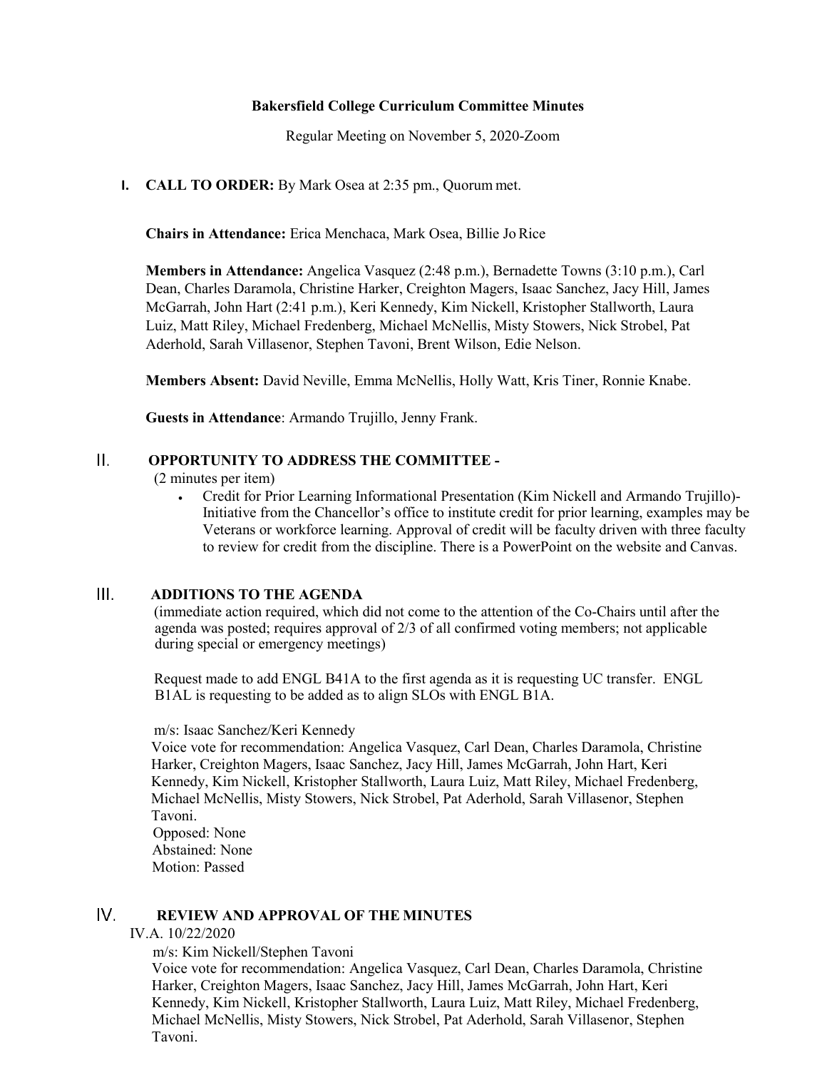**Bakersfield College Curriculum Committee Minutes**

Regular Meeting on November 5, 2020-Zoom

I. **CALL TO ORDER:** By Mark Osea at 2:35 pm., Quorum met.

**Chairs in Attendance:** Erica Menchaca, Mark Osea, Billie Jo Rice

**Members in Attendance:** Angelica Vasquez (2:48 p.m.), Bernadette Towns (3:10 p.m.), Carl Dean, Charles Daramola, Christine Harker, Creighton Magers, Isaac Sanchez, Jacy Hill, James McGarrah, John Hart (2:41 p.m.), Keri Kennedy, Kim Nickell, Kristopher Stallworth, Laura Luiz, Matt Riley, Michael Fredenberg, Michael McNellis, Misty Stowers, Nick Strobel, Pat Aderhold, Sarah Villasenor, Stephen Tavoni, Brent Wilson, Edie Nelson.

**Members Absent:** David Neville, Emma McNellis, Holly Watt, Kris Tiner, Ronnie Knabe.

**Guests in Attendance**: Armando Trujillo, Jenny Frank.

II. **OPPORTUNITY TO ADDRESS THE COMMITTEE -**

(2 minutes per item)

- Credit for Prior Learning Informational Presentation (Kim Nickell and Armando Trujillo)- Initiative from the Chancellor's office to institute credit for prior learning, examples may be Veterans or workforce learning. Approval of credit will be faculty driven with three faculty to review for credit from the discipline. There is a PowerPoint on the website and Canvas.

III. **ADDITIONS TO THE AGENDA**

(immediate action required, which did not come to the attention of the Co-Chairs until after the agenda was posted; requires approval of 2/3 of all confirmed voting members; not applicable during special or emergency meetings)

Request made to add ENGL B41A to the first agenda as it is requesting UC transfer. ENGL B1AL is requesting to be added as to align SLOs with ENGL B1A.

m/s: Isaac Sanchez/Keri Kennedy

Voice vote for recommendation: Angelica Vasquez, Carl Dean, Charles Daramola, Christine Harker, Creighton Magers, Isaac Sanchez, Jacy Hill, James McGarrah, John Hart, Keri Kennedy, Kim Nickell, Kristopher Stallworth, Laura Luiz, Matt Riley, Michael Fredenberg, Michael McNellis, Misty Stowers, Nick Strobel, Pat Aderhold, Sarah Villasenor, Stephen Tavoni.

Opposed: None

Abstained: None

Motion: Passed

IV. **REVIEW AND APPROVAL OF THE MINUTES**

IV.A. 10/22/2020

m/s: Kim Nickell/Stephen Tavoni

Voice vote for recommendation: Angelica Vasquez, Carl Dean, Charles Daramola, Christine Harker, Creighton Magers, Isaac Sanchez, Jacy Hill, James McGarrah, John Hart, Keri Kennedy, Kim Nickell, Kristopher Stallworth, Laura Luiz, Matt Riley, Michael Fredenberg, Michael McNellis, Misty Stowers, Nick Strobel, Pat Aderhold, Sarah Villasenor, Stephen Tavoni.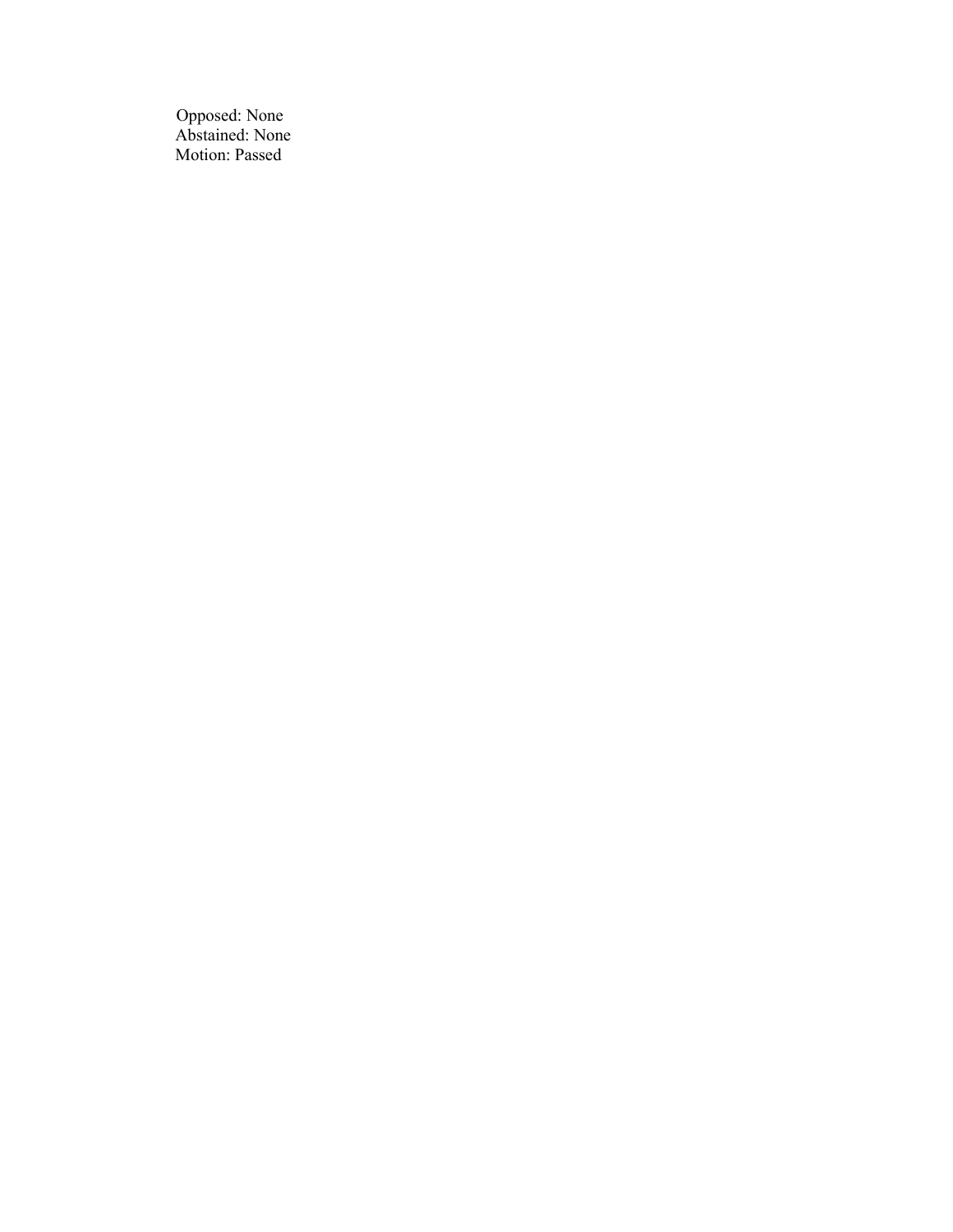Opposed: None
Abstained: None
Motion: Passed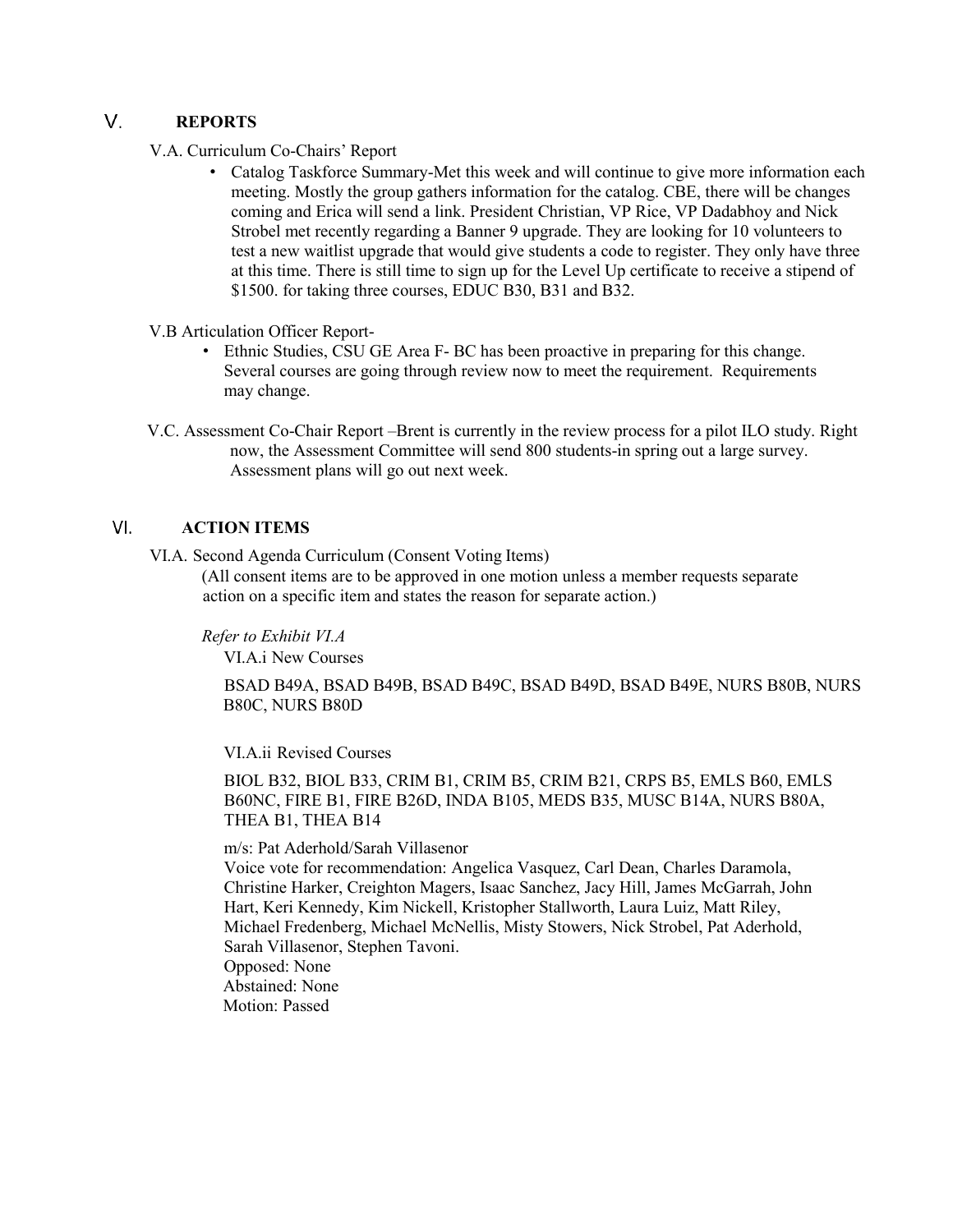## V. REPORTS

V.A. Curriculum Co-Chairs' Report

- Catalog Taskforce Summary-Met this week and will continue to give more information each meeting. Mostly the group gathers information for the catalog. CBE, there will be changes coming and Erica will send a link. President Christian, VP Rice, VP Dadabhoy and Nick Strobel met recently regarding a Banner 9 upgrade. They are looking for 10 volunteers to test a new waitlist upgrade that would give students a code to register. They only have three at this time. There is still time to sign up for the Level Up certificate to receive a stipend of $1500. for taking three courses, EDUC B30, B31 and B32.

V.B Articulation Officer Report-

- Ethnic Studies, CSU GE Area F- BC has been proactive in preparing for this change. Several courses are going through review now to meet the requirement. Requirements may change.

V.C. Assessment Co-Chair Report –Brent is currently in the review process for a pilot ILO study. Right now, the Assessment Committee will send 800 students-in spring out a large survey. Assessment plans will go out next week.

## VI. ACTION ITEMS

VI.A. Second Agenda Curriculum (Consent Voting Items)

(All consent items are to be approved in one motion unless a member requests separate action on a specific item and states the reason for separate action.)

*Refer to Exhibit VI.A*

VI.A.i New Courses

BSAD B49A, BSAD B49B, BSAD B49C, BSAD B49D, BSAD B49E, NURS B80B, NURS B80C, NURS B80D

VI.A.ii Revised Courses

BIOL B32, BIOL B33, CRIM B1, CRIM B5, CRIM B21, CRPS B5, EMLS B60, EMLS B60NC, FIRE B1, FIRE B26D, INDA B105, MEDS B35, MUSC B14A, NURS B80A, THEA B1, THEA B14

m/s: Pat Aderhold/Sarah Villasenor
Voice vote for recommendation: Angelica Vasquez, Carl Dean, Charles Daramola, Christine Harker, Creighton Magers, Isaac Sanchez, Jacy Hill, James McGarrah, John Hart, Keri Kennedy, Kim Nickell, Kristopher Stallworth, Laura Luiz, Matt Riley, Michael Fredenberg, Michael McNellis, Misty Stowers, Nick Strobel, Pat Aderhold, Sarah Villasenor, Stephen Tavoni.
Opposed: None
Abstained: None
Motion: Passed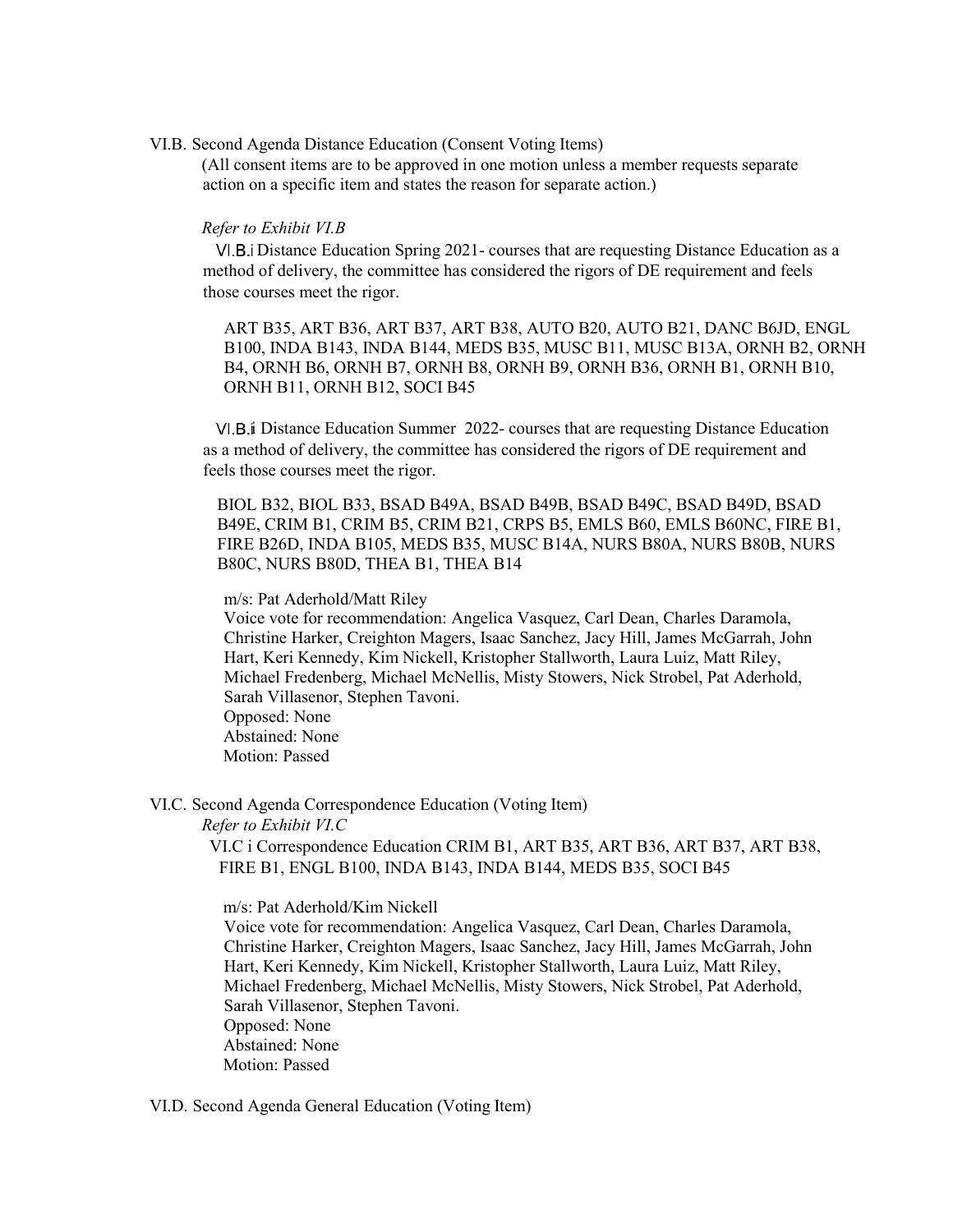VI.B. Second Agenda Distance Education (Consent Voting Items)

(All consent items are to be approved in one motion unless a member requests separate action on a specific item and states the reason for separate action.)

*Refer to Exhibit VI.B*

VI.B.i Distance Education Spring 2021- courses that are requesting Distance Education as a method of delivery, the committee has considered the rigors of DE requirement and feels those courses meet the rigor.

ART B35, ART B36, ART B37, ART B38, AUTO B20, AUTO B21, DANC B6JD, ENGL B100, INDA B143, INDA B144, MEDS B35, MUSC B11, MUSC B13A, ORNH B2, ORNH B4, ORNH B6, ORNH B7, ORNH B8, ORNH B9, ORNH B36, ORNH B1, ORNH B10, ORNH B11, ORNH B12, SOCI B45

VI.B.ii Distance Education Summer 2022- courses that are requesting Distance Education as a method of delivery, the committee has considered the rigors of DE requirement and feels those courses meet the rigor.

BIOL B32, BIOL B33, BSAD B49A, BSAD B49B, BSAD B49C, BSAD B49D, BSAD B49E, CRIM B1, CRIM B5, CRIM B21, CRPS B5, EMLS B60, EMLS B60NC, FIRE B1, FIRE B26D, INDA B105, MEDS B35, MUSC B14A, NURS B80A, NURS B80B, NURS B80C, NURS B80D, THEA B1, THEA B14

m/s: Pat Aderhold/Matt Riley
Voice vote for recommendation: Angelica Vasquez, Carl Dean, Charles Daramola, Christine Harker, Creighton Magers, Isaac Sanchez, Jacy Hill, James McGarrah, John Hart, Keri Kennedy, Kim Nickell, Kristopher Stallworth, Laura Luiz, Matt Riley, Michael Fredenberg, Michael McNellis, Misty Stowers, Nick Strobel, Pat Aderhold, Sarah Villasenor, Stephen Tavoni.
Opposed: None
Abstained: None
Motion: Passed

VI.C. Second Agenda Correspondence Education (Voting Item)

*Refer to Exhibit VI.C*

VI.C i Correspondence Education CRIM B1, ART B35, ART B36, ART B37, ART B38, FIRE B1, ENGL B100, INDA B143, INDA B144, MEDS B35, SOCI B45

m/s: Pat Aderhold/Kim Nickell
Voice vote for recommendation: Angelica Vasquez, Carl Dean, Charles Daramola, Christine Harker, Creighton Magers, Isaac Sanchez, Jacy Hill, James McGarrah, John Hart, Keri Kennedy, Kim Nickell, Kristopher Stallworth, Laura Luiz, Matt Riley, Michael Fredenberg, Michael McNellis, Misty Stowers, Nick Strobel, Pat Aderhold, Sarah Villasenor, Stephen Tavoni.
Opposed: None
Abstained: None
Motion: Passed

VI.D. Second Agenda General Education (Voting Item)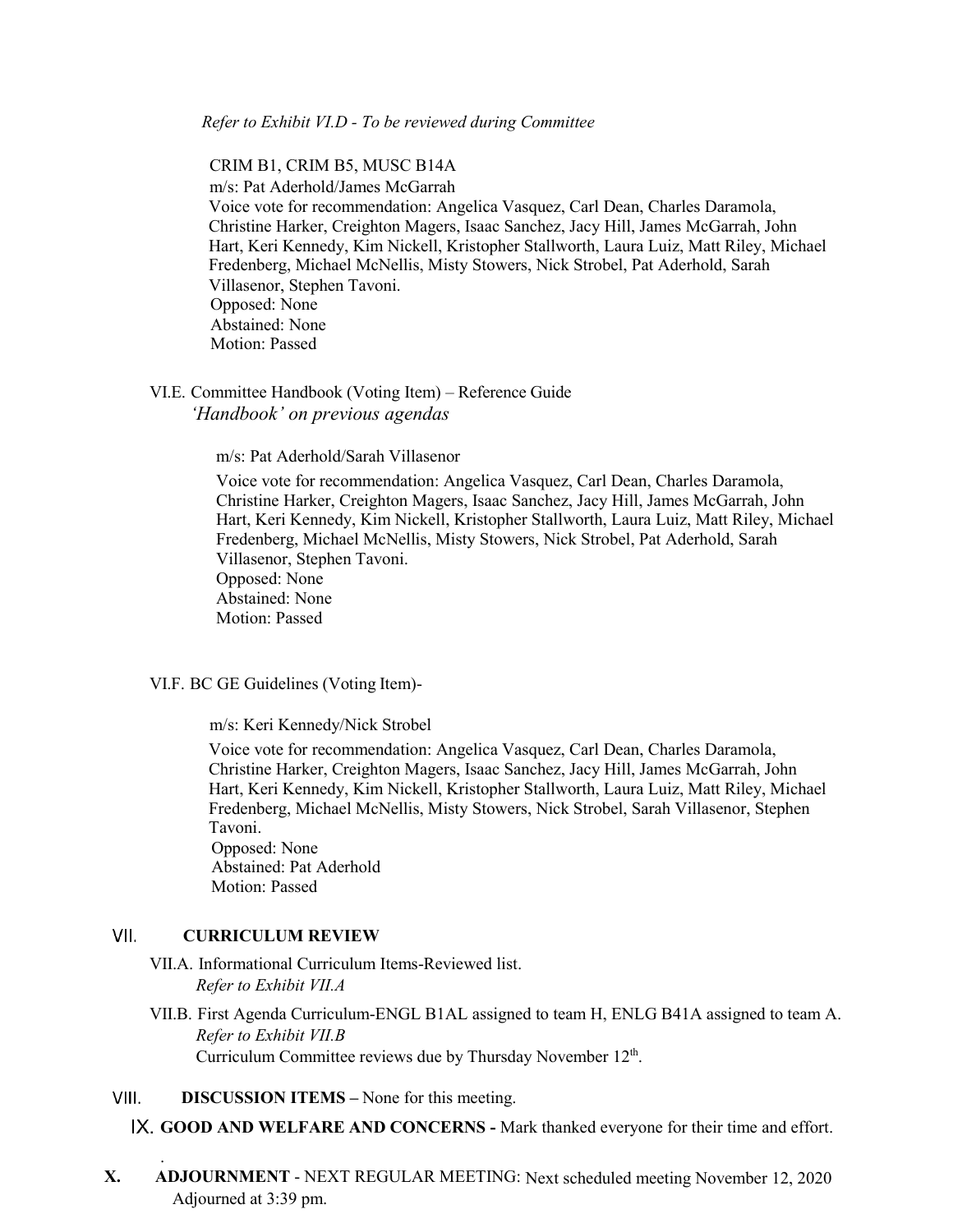*Refer to Exhibit VI.D - To be reviewed during Committee*

CRIM B1, CRIM B5, MUSC B14A
m/s: Pat Aderhold/James McGarrah
Voice vote for recommendation: Angelica Vasquez, Carl Dean, Charles Daramola, Christine Harker, Creighton Magers, Isaac Sanchez, Jacy Hill, James McGarrah, John Hart, Keri Kennedy, Kim Nickell, Kristopher Stallworth, Laura Luiz, Matt Riley, Michael Fredenberg, Michael McNellis, Misty Stowers, Nick Strobel, Pat Aderhold, Sarah Villasenor, Stephen Tavoni.
Opposed: None
Abstained: None
Motion: Passed

VI.E. Committee Handbook (Voting Item) – Reference Guide
*'Handbook' on previous agendas*

m/s: Pat Aderhold/Sarah Villasenor

Voice vote for recommendation: Angelica Vasquez, Carl Dean, Charles Daramola, Christine Harker, Creighton Magers, Isaac Sanchez, Jacy Hill, James McGarrah, John Hart, Keri Kennedy, Kim Nickell, Kristopher Stallworth, Laura Luiz, Matt Riley, Michael Fredenberg, Michael McNellis, Misty Stowers, Nick Strobel, Pat Aderhold, Sarah Villasenor, Stephen Tavoni.
Opposed: None
Abstained: None
Motion: Passed

VI.F. BC GE Guidelines (Voting Item)-

m/s: Keri Kennedy/Nick Strobel

Voice vote for recommendation: Angelica Vasquez, Carl Dean, Charles Daramola, Christine Harker, Creighton Magers, Isaac Sanchez, Jacy Hill, James McGarrah, John Hart, Keri Kennedy, Kim Nickell, Kristopher Stallworth, Laura Luiz, Matt Riley, Michael Fredenberg, Michael McNellis, Misty Stowers, Nick Strobel, Sarah Villasenor, Stephen Tavoni.
Opposed: None
Abstained: Pat Aderhold
Motion: Passed

## VII. CURRICULUM REVIEW

VII.A. Informational Curriculum Items-Reviewed list.
*Refer to Exhibit VII.A*

VII.B. First Agenda Curriculum-ENGL B1AL assigned to team H, ENLG B41A assigned to team A.
*Refer to Exhibit VII.B*
Curriculum Committee reviews due by Thursday November 12th.

## VIII. DISCUSSION ITEMS – None for this meeting.

## IX. GOOD AND WELFARE AND CONCERNS - Mark thanked everyone for their time and effort.

## X. ADJOURNMENT - NEXT REGULAR MEETING: Next scheduled meeting November 12, 2020

Adjourned at 3:39 pm.